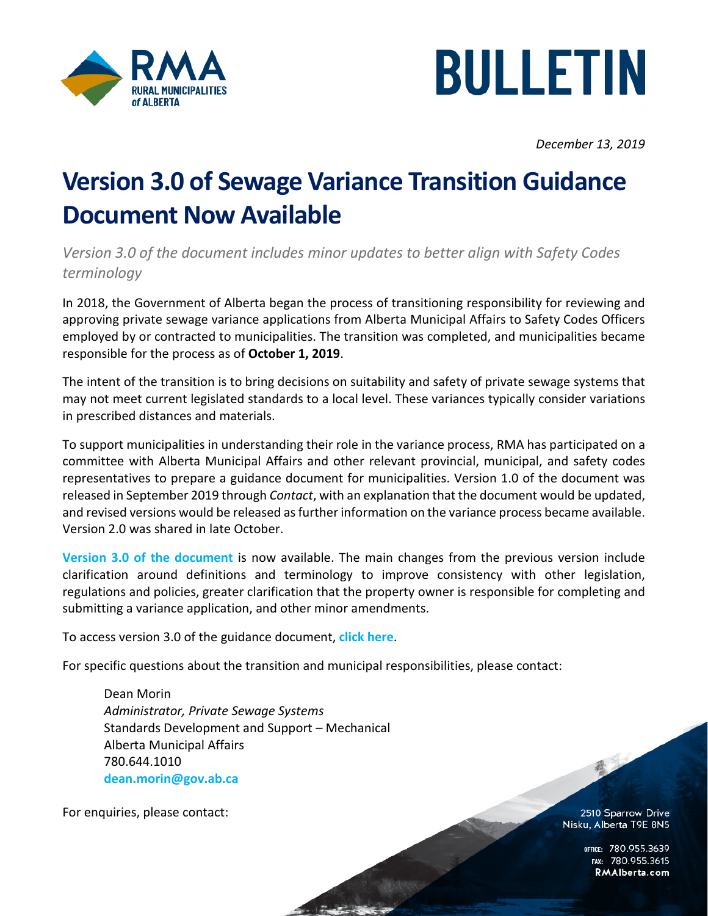# BULLETIN

*December 13, 2019*

# Version 3.0 of Sewage Variance Transition Guidance Document Now Available

*Version 3.0 of the document includes minor updates to better align with Safety Codes terminology*

In 2018, the Government of Alberta began the process of transitioning responsibility for reviewing and approving private sewage variance applications from Alberta Municipal Affairs to Safety Codes Officers employed by or contracted to municipalities. The transition was completed, and municipalities became responsible for the process as of **October 1, 2019**.

The intent of the transition is to bring decisions on suitability and safety of private sewage systems that may not meet current legislated standards to a local level. These variances typically consider variations in prescribed distances and materials.

To support municipalities in understanding their role in the variance process, RMA has participated on a committee with Alberta Municipal Affairs and other relevant provincial, municipal, and safety codes representatives to prepare a guidance document for municipalities. Version 1.0 of the document was released in September 2019 through *Contact*, with an explanation that the document would be updated, and revised versions would be released as further information on the variance process became available. Version 2.0 was shared in late October.

**Version 3.0 of the document** is now available. The main changes from the previous version include clarification around definitions and terminology to improve consistency with other legislation, regulations and policies, greater clarification that the property owner is responsible for completing and submitting a variance application, and other minor amendments.

To access version 3.0 of the guidance document, **click here**.

For specific questions about the transition and municipal responsibilities, please contact:

Dean Morin  
*Administrator, Private Sewage Systems*  
Standards Development and Support – Mechanical  
Alberta Municipal Affairs  
780.644.1010  
**dean.morin@gov.ab.ca**

For enquiries, please contact:

2510 Sparrow Drive  
Nisku, Alberta T9E 8N5

OFFICE: 780.955.3639  
FAX: 780.955.3615  
**RMAlberta.com**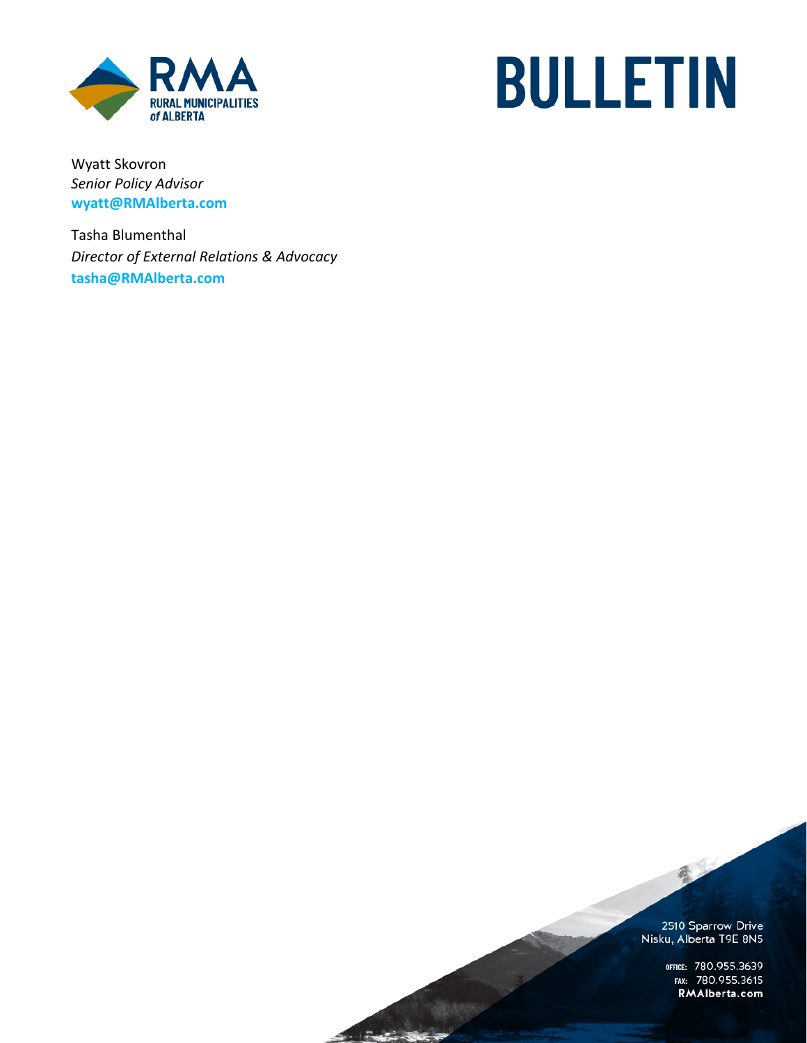Wyatt Skovron
*Senior Policy Advisor*
**wyatt@RMAlberta.com**

Tasha Blumenthal
*Director of External Relations & Advocacy*
**tasha@RMAlberta.com**